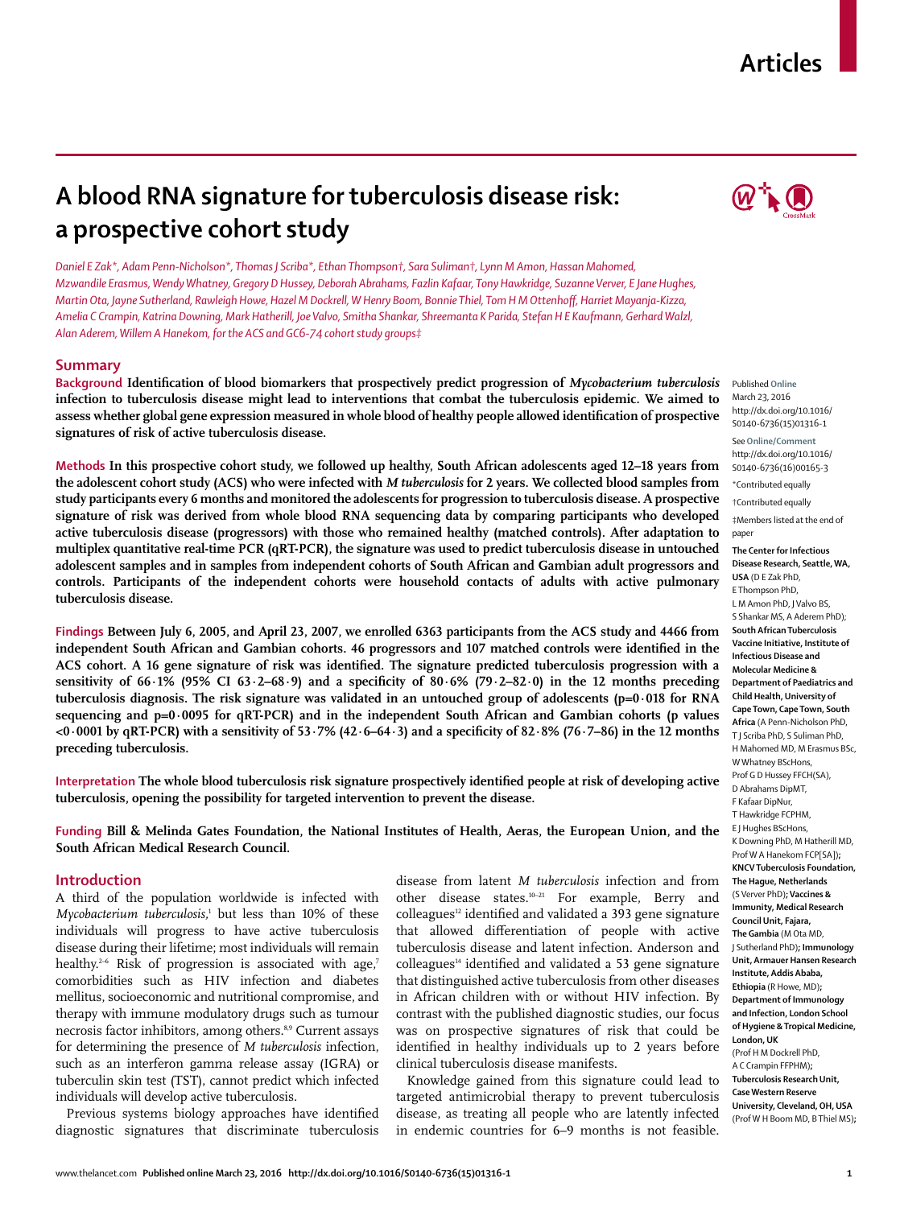# A blood RNA signature for tuberculosis disease risk: a prospective cohort study

*Daniel E Zak\*, Adam Penn-Nicholson\*, Thomas J Scriba\*, Ethan Thompson†, Sara Suliman†, Lynn M Amon, Hassan Mahomed, Mzwandile Erasmus, Wendy Whatney, Gregory D Hussey, Deborah Abrahams, Fazlin Kafaar, Tony Hawkridge, Suzanne Verver, E Jane Hughes, Martin Ota, Jayne Sutherland, Rawleigh Howe, Hazel M Dockrell, W Henry Boom, Bonnie Thiel, Tom H M Ottenhoff, Harriet Mayanja-Kizza, Amelia C Crampin, Katrina Downing, Mark Hatherill, Joe Valvo, Smitha Shankar, Shreemanta K Parida, Stefan H E Kaufmann, Gerhard Walzl, Alan Aderem, Willem A Hanekom, for the ACS and GC6-74 cohort study groups‡*

## Summary

**Background** Identification of blood biomarkers that prospectively predict progression of *Mycobacterium tuberculosis* infection to tuberculosis disease might lead to interventions that combat the tuberculosis epidemic. We aimed to assess whether global gene expression measured in whole blood of healthy people allowed identification of prospective signatures of risk of active tuberculosis disease.

**Methods** In this prospective cohort study, we followed up healthy, South African adolescents aged 12–18 years from the adolescent cohort study (ACS) who were infected with *M tuberculosis* for 2 years. We collected blood samples from study participants every 6 months and monitored the adolescents for progression to tuberculosis disease. A prospective signature of risk was derived from whole blood RNA sequencing data by comparing participants who developed active tuberculosis disease (progressors) with those who remained healthy (matched controls). After adaptation to multiplex quantitative real-time PCR (qRT-PCR), the signature was used to predict tuberculosis disease in untouched adolescent samples and in samples from independent cohorts of South African and Gambian adult progressors and controls. Participants of the independent cohorts were household contacts of adults with active pulmonary tuberculosis disease.

**Findings** Between July 6, 2005, and April 23, 2007, we enrolled 6363 participants from the ACS study and 4466 from independent South African and Gambian cohorts. 46 progressors and 107 matched controls were identified in the ACS cohort. A 16 gene signature of risk was identified. The signature predicted tuberculosis progression with a sensitivity of 66·1% (95% CI 63·2–68·9) and a specificity of 80·6% (79·2–82·0) in the 12 months preceding tuberculosis diagnosis. The risk signature was validated in an untouched group of adolescents (p=0·018 for RNA sequencing and p=0·0095 for qRT-PCR) and in the independent South African and Gambian cohorts (p values <0·0001 by qRT-PCR) with a sensitivity of 53·7% (42·6–64·3) and a specificity of 82·8% (76·7–86) in the 12 months preceding tuberculosis.

**Interpretation** The whole blood tuberculosis risk signature prospectively identified people at risk of developing active tuberculosis, opening the possibility for targeted intervention to prevent the disease.

**Funding** Bill & Melinda Gates Foundation, the National Institutes of Health, Aeras, the European Union, and the South African Medical Research Council.

Published **Online** March 23, 2016 http://dx.doi.org/10.1016/S0140-6736(15)01316-1

See **Online/Comment** http://dx.doi.org/10.1016/S0140-6736(16)00165-3

\*Contributed equally

†Contributed equally

‡Members listed at the end of paper

**The Center for Infectious Disease Research, Seattle, WA, USA** (D E Zak PhD, E Thompson PhD, L M Amon PhD, J Valvo BS, S Shankar MS, A Aderem PhD); **South African Tuberculosis Vaccine Initiative, Institute of Infectious Disease and Molecular Medicine & Department of Paediatrics and Child Health, University of Cape Town, Cape Town, South Africa** (A Penn-Nicholson PhD, T J Scriba PhD, S Suliman PhD, H Mahomed MD, M Erasmus BSc, W Whatney BScHons, Prof G D Hussey FFCH(SA), D Abrahams DipMT, F Kafaar DipNur, T Hawkridge FCPHM, E J Hughes BScHons, K Downing PhD, M Hatherill MD, Prof W A Hanekom FCP[SA]); **KNCV Tuberculosis Foundation, The Hague, Netherlands** (S Verver PhD); **Vaccines & Immunity, Medical Research Council Unit, Fajara, The Gambia** (M Ota MD, J Sutherland PhD); **Immunology Unit, Armauer Hansen Research Institute, Addis Ababa, Ethiopia** (R Howe, MD); **Department of Immunology and Infection, London School of Hygiene & Tropical Medicine, London, UK** (Prof H M Dockrell PhD, A C Crampin FFPHM); **Tuberculosis Research Unit, Case Western Reserve University, Cleveland, OH, USA** (Prof W H Boom MD, B Thiel MS);

## Introduction

A third of the population worldwide is infected with *Mycobacterium tuberculosis*,[1] but less than 10% of these individuals will progress to have active tuberculosis disease during their lifetime; most individuals will remain healthy.[2–6] Risk of progression is associated with age,[7] comorbidities such as HIV infection and diabetes mellitus, socioeconomic and nutritional compromise, and therapy with immune modulatory drugs such as tumour necrosis factor inhibitors, among others.[8,9] Current assays for determining the presence of *M tuberculosis* infection, such as an interferon gamma release assay (IGRA) or tuberculin skin test (TST), cannot predict which infected individuals will develop active tuberculosis.

Previous systems biology approaches have identified diagnostic signatures that discriminate tuberculosis disease from latent *M tuberculosis* infection and from other disease states.[10–21] For example, Berry and colleagues[12] identified and validated a 393 gene signature that allowed differentiation of people with active tuberculosis disease and latent infection. Anderson and colleagues[14] identified and validated a 53 gene signature that distinguished active tuberculosis from other diseases in African children with or without HIV infection. By contrast with the published diagnostic studies, our focus was on prospective signatures of risk that could be identified in healthy individuals up to 2 years before clinical tuberculosis disease manifests.

Knowledge gained from this signature could lead to targeted antimicrobial therapy to prevent tuberculosis disease, as treating all people who are latently infected in endemic countries for 6–9 months is not feasible.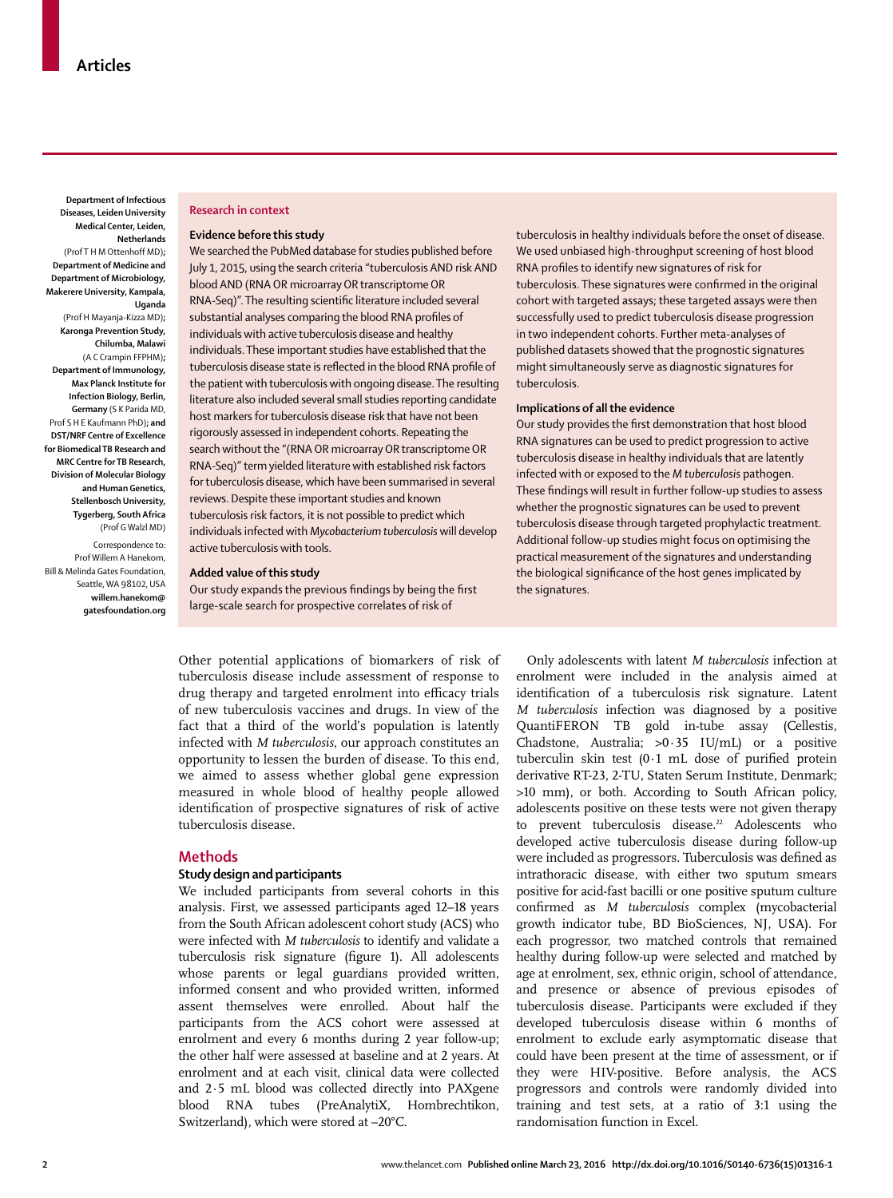Department of Infectious Diseases, Leiden University Medical Center, Leiden, Netherlands (Prof T H M Ottenhoff MD); Department of Medicine and Department of Microbiology, Makerere University, Kampala, Uganda (Prof H Mayanja-Kizza MD); Karonga Prevention Study, Chilumba, Malawi (A C Crampin FFPHM); Department of Immunology, Max Planck Institute for Infection Biology, Berlin, Germany (S K Parida MD, Prof S H E Kaufmann PhD); and DST/NRF Centre of Excellence for Biomedical TB Research and MRC Centre for TB Research, Division of Molecular Biology and Human Genetics, Stellenbosch University, Tygerberg, South Africa (Prof G Walzl MD)

Correspondence to: Prof Willem A Hanekom, Bill & Melinda Gates Foundation, Seattle, WA 98102, USA willem.hanekom@gatesfoundation.org

## Research in context

### Evidence before this study

We searched the PubMed database for studies published before July 1, 2015, using the search criteria "tuberculosis AND risk AND blood AND (RNA OR microarray OR transcriptome OR RNA-Seq)". The resulting scientific literature included several substantial analyses comparing the blood RNA profiles of individuals with active tuberculosis disease and healthy individuals. These important studies have established that the tuberculosis disease state is reflected in the blood RNA profile of the patient with tuberculosis with ongoing disease. The resulting literature also included several small studies reporting candidate host markers for tuberculosis disease risk that have not been rigorously assessed in independent cohorts. Repeating the search without the "(RNA OR microarray OR transcriptome OR RNA-Seq)" term yielded literature with established risk factors for tuberculosis disease, which have been summarised in several reviews. Despite these important studies and known tuberculosis risk factors, it is not possible to predict which individuals infected with *Mycobacterium tuberculosis* will develop active tuberculosis with tools.

### Added value of this study

Our study expands the previous findings by being the first large-scale search for prospective correlates of risk of tuberculosis in healthy individuals before the onset of disease. We used unbiased high-throughput screening of host blood RNA profiles to identify new signatures of risk for tuberculosis. These signatures were confirmed in the original cohort with targeted assays; these targeted assays were then successfully used to predict tuberculosis disease progression in two independent cohorts. Further meta-analyses of published datasets showed that the prognostic signatures might simultaneously serve as diagnostic signatures for tuberculosis.

### Implications of all the evidence

Our study provides the first demonstration that host blood RNA signatures can be used to predict progression to active tuberculosis disease in healthy individuals that are latently infected with or exposed to the *M tuberculosis* pathogen. These findings will result in further follow-up studies to assess whether the prognostic signatures can be used to prevent tuberculosis disease through targeted prophylactic treatment. Additional follow-up studies might focus on optimising the practical measurement of the signatures and understanding the biological significance of the host genes implicated by the signatures.

Other potential applications of biomarkers of risk of tuberculosis disease include assessment of response to drug therapy and targeted enrolment into efficacy trials of new tuberculosis vaccines and drugs. In view of the fact that a third of the world's population is latently infected with *M tuberculosis*, our approach constitutes an opportunity to lessen the burden of disease. To this end, we aimed to assess whether global gene expression measured in whole blood of healthy people allowed identification of prospective signatures of risk of active tuberculosis disease.

## Methods

### Study design and participants

We included participants from several cohorts in this analysis. First, we assessed participants aged 12–18 years from the South African adolescent cohort study (ACS) who were infected with *M tuberculosis* to identify and validate a tuberculosis risk signature (figure 1). All adolescents whose parents or legal guardians provided written, informed consent and who provided written, informed assent themselves were enrolled. About half the participants from the ACS cohort were assessed at enrolment and every 6 months during 2 year follow-up; the other half were assessed at baseline and at 2 years. At enrolment and at each visit, clinical data were collected and 2·5 mL blood was collected directly into PAXgene blood RNA tubes (PreAnalytiX, Hombrechtikon, Switzerland), which were stored at –20°C.

Only adolescents with latent *M tuberculosis* infection at enrolment were included in the analysis aimed at identification of a tuberculosis risk signature. Latent *M tuberculosis* infection was diagnosed by a positive QuantiFERON TB gold in-tube assay (Cellestis, Chadstone, Australia; >0·35 IU/mL) or a positive tuberculin skin test (0·1 mL dose of purified protein derivative RT-23, 2-TU, Staten Serum Institute, Denmark; >10 mm), or both. According to South African policy, adolescents positive on these tests were not given therapy to prevent tuberculosis disease.[22] Adolescents who developed active tuberculosis disease during follow-up were included as progressors. Tuberculosis was defined as intrathoracic disease, with either two sputum smears positive for acid-fast bacilli or one positive sputum culture confirmed as *M tuberculosis* complex (mycobacterial growth indicator tube, BD BioSciences, NJ, USA). For each progressor, two matched controls that remained healthy during follow-up were selected and matched by age at enrolment, sex, ethnic origin, school of attendance, and presence or absence of previous episodes of tuberculosis disease. Participants were excluded if they developed tuberculosis disease within 6 months of enrolment to exclude early asymptomatic disease that could have been present at the time of assessment, or if they were HIV-positive. Before analysis, the ACS progressors and controls were randomly divided into training and test sets, at a ratio of 3:1 using the randomisation function in Excel.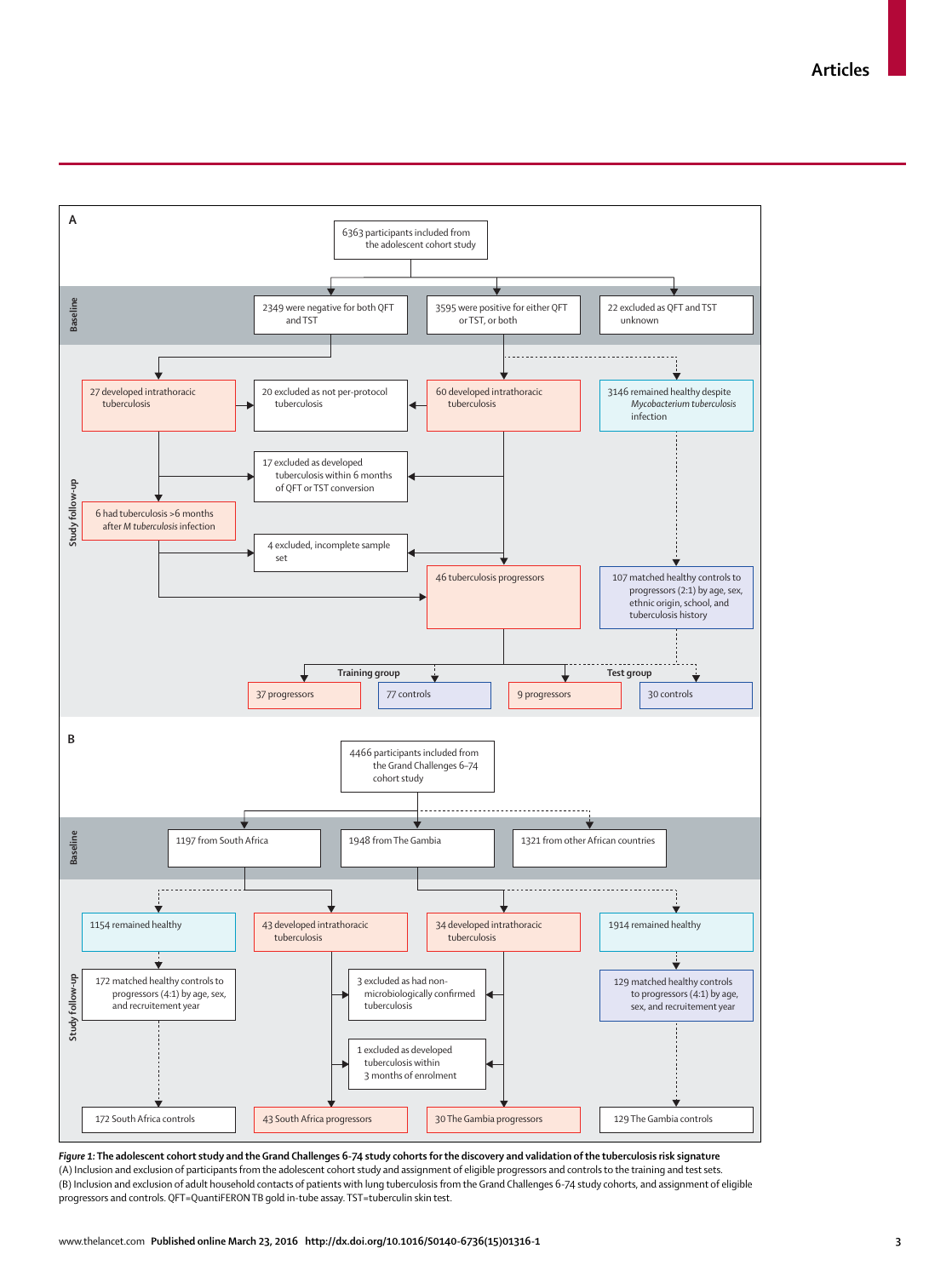**A**

6363 participants included from the adolescent cohort study

**Baseline**

- 2349 were negative for both QFT and TST
- 3595 were positive for either QFT or TST, or both
- 22 excluded as QFT and TST unknown

**Study follow-up**

- 27 developed intrathoracic tuberculosis
- 20 excluded as not per-protocol tuberculosis
- 60 developed intrathoracic tuberculosis
- 3146 remained healthy despite *Mycobacterium tuberculosis* infection
- 17 excluded as developed tuberculosis within 6 months of QFT or TST conversion
- 6 had tuberculosis >6 months after *M tuberculosis* infection
- 4 excluded, incomplete sample set
- 46 tuberculosis progressors
- 107 matched healthy controls to progressors (2:1) by age, sex, ethnic origin, school, and tuberculosis history

Training group: 37 progressors; 77 controls

Test group: 9 progressors; 30 controls

**B**

4466 participants included from the Grand Challenges 6–74 cohort study

**Baseline**

- 1197 from South Africa
- 1948 from The Gambia
- 1321 from other African countries

**Study follow-up**

- 1154 remained healthy
- 43 developed intrathoracic tuberculosis
- 34 developed intrathoracic tuberculosis
- 1914 remained healthy
- 172 matched healthy controls to progressors (4:1) by age, sex, and recruitement year
- 3 excluded as had non-microbiologically confirmed tuberculosis
- 1 excluded as developed tuberculosis within 3 months of enrolment
- 129 matched healthy controls to progressors (4:1) by age, sex, and recruitement year
- 172 South Africa controls
- 43 South Africa progressors
- 30 The Gambia progressors
- 129 The Gambia controls

***Figure 1:*** **The adolescent cohort study and the Grand Challenges 6-74 study cohorts for the discovery and validation of the tuberculosis risk signature**
(A) Inclusion and exclusion of participants from the adolescent cohort study and assignment of eligible progressors and controls to the training and test sets. (B) Inclusion and exclusion of adult household contacts of patients with lung tuberculosis from the Grand Challenges 6-74 study cohorts, and assignment of eligible progressors and controls. QFT=QuantiFERON TB gold in-tube assay. TST=tuberculin skin test.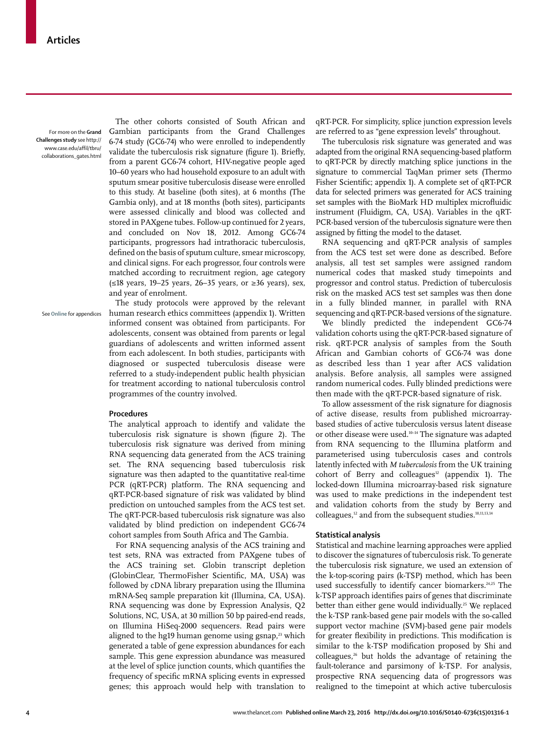For more on the **Grand Challenges study** see http://www.case.edu/affil/tbru/collaborations_gates.html

The other cohorts consisted of South African and Gambian participants from the Grand Challenges 6-74 study (GC6-74) who were enrolled to independently validate the tuberculosis risk signature (figure 1). Briefly, from a parent GC6-74 cohort, HIV-negative people aged 10–60 years who had household exposure to an adult with sputum smear positive tuberculosis disease were enrolled to this study. At baseline (both sites), at 6 months (The Gambia only), and at 18 months (both sites), participants were assessed clinically and blood was collected and stored in PAXgene tubes. Follow-up continued for 2 years, and concluded on Nov 18, 2012. Among GC6-74 participants, progressors had intrathoracic tuberculosis, defined on the basis of sputum culture, smear microscopy, and clinical signs. For each progressor, four controls were matched according to recruitment region, age category (≤18 years, 19–25 years, 26–35 years, or ≥36 years), sex, and year of enrolment.

See **Online** for appendices

The study protocols were approved by the relevant human research ethics committees (appendix 1). Written informed consent was obtained from participants. For adolescents, consent was obtained from parents or legal guardians of adolescents and written informed assent from each adolescent. In both studies, participants with diagnosed or suspected tuberculosis disease were referred to a study-independent public health physician for treatment according to national tuberculosis control programmes of the country involved.

## Procedures

The analytical approach to identify and validate the tuberculosis risk signature is shown (figure 2). The tuberculosis risk signature was derived from mining RNA sequencing data generated from the ACS training set. The RNA sequencing based tuberculosis risk signature was then adapted to the quantitative real-time PCR (qRT-PCR) platform. The RNA sequencing and qRT-PCR-based signature of risk was validated by blind prediction on untouched samples from the ACS test set. The qRT-PCR-based tuberculosis risk signature was also validated by blind prediction on independent GC6-74 cohort samples from South Africa and The Gambia.

For RNA sequencing analysis of the ACS training and test sets, RNA was extracted from PAXgene tubes of the ACS training set. Globin transcript depletion (GlobinClear, ThermoFisher Scientific, MA, USA) was followed by cDNA library preparation using the Illumina mRNA-Seq sample preparation kit (Illumina, CA, USA). RNA sequencing was done by Expression Analysis, Q2 Solutions, NC, USA, at 30 million 50 bp paired-end reads, on Illumina HiSeq-2000 sequencers. Read pairs were aligned to the hg19 human genome using gsnap,[23] which generated a table of gene expression abundances for each sample. This gene expression abundance was measured at the level of splice junction counts, which quantifies the frequency of specific mRNA splicing events in expressed genes; this approach would help with translation to qRT-PCR. For simplicity, splice junction expression levels are referred to as "gene expression levels" throughout.

The tuberculosis risk signature was generated and was adapted from the original RNA sequencing-based platform to qRT-PCR by directly matching splice junctions in the signature to commercial TaqMan primer sets (Thermo Fisher Scientific; appendix 1). A complete set of qRT-PCR data for selected primers was generated for ACS training set samples with the BioMark HD multiplex microfluidic instrument (Fluidigm, CA, USA). Variables in the qRT-PCR-based version of the tuberculosis signature were then assigned by fitting the model to the dataset.

RNA sequencing and qRT-PCR analysis of samples from the ACS test set were done as described. Before analysis, all test set samples were assigned random numerical codes that masked study timepoints and progressor and control status. Prediction of tuberculosis risk on the masked ACS test set samples was then done in a fully blinded manner, in parallel with RNA sequencing and qRT-PCR-based versions of the signature.

We blindly predicted the independent GC6-74 validation cohorts using the qRT-PCR-based signature of risk. qRT-PCR analysis of samples from the South African and Gambian cohorts of GC6-74 was done as described less than 1 year after ACS validation analysis. Before analysis, all samples were assigned random numerical codes. Fully blinded predictions were then made with the qRT-PCR-based signature of risk.

To allow assessment of the risk signature for diagnosis of active disease, results from published microarray-based studies of active tuberculosis versus latent disease or other disease were used.[10–14] The signature was adapted from RNA sequencing to the Illumina platform and parameterised using tuberculosis cases and controls latently infected with *M tuberculosis* from the UK training cohort of Berry and colleagues[12] (appendix 1). The locked-down Illumina microarray-based risk signature was used to make predictions in the independent test and validation cohorts from the study by Berry and colleagues,[12] and from the subsequent studies.[10,11,13,14]

## Statistical analysis

Statistical and machine learning approaches were applied to discover the signatures of tuberculosis risk. To generate the tuberculosis risk signature, we used an extension of the k-top-scoring pairs (k-TSP) method, which has been used successfully to identify cancer biomarkers.[24,25] The k-TSP approach identifies pairs of genes that discriminate better than either gene would individually.[25] We replaced the k-TSP rank-based gene pair models with the so-called support vector machine (SVM)-based gene pair models for greater flexibility in predictions. This modification is similar to the k-TSP modification proposed by Shi and colleagues,[26] but holds the advantage of retaining the fault-tolerance and parsimony of k-TSP. For analysis, prospective RNA sequencing data of progressors was realigned to the timepoint at which active tuberculosis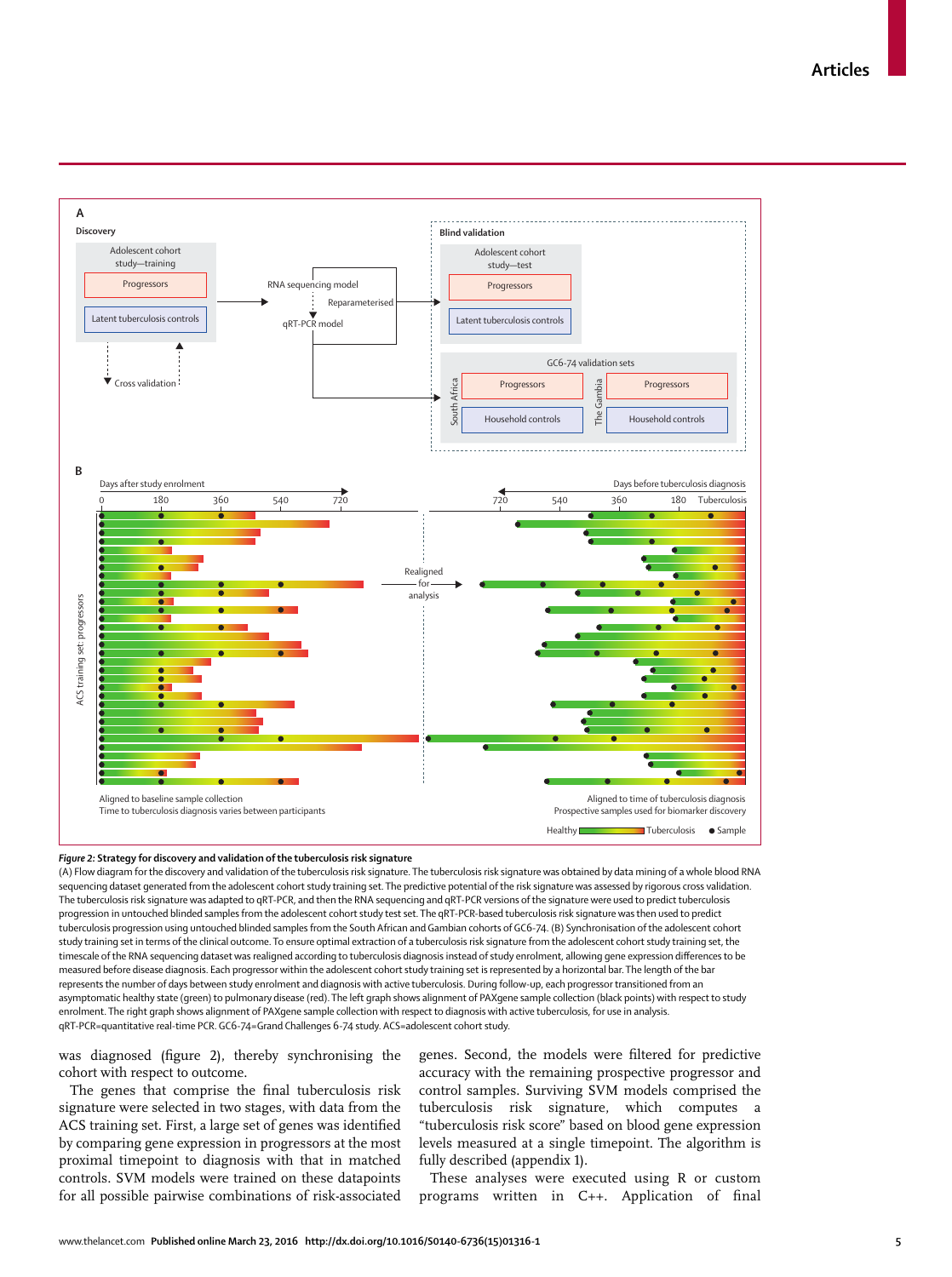A

Discovery

Adolescent cohort study—training

Progressors

Latent tuberculosis controls

Cross validation

RNA sequencing model

Reparameterised

qRT-PCR model

Blind validation

Adolescent cohort study—test

Progressors

Latent tuberculosis controls

GC6-74 validation sets

South Africa

Progressors

Household controls

The Gambia

Progressors

Household controls

B

Days after study enrolment

0 180 360 540 720

ACS training set: progressors

Realigned for analysis

Days before tuberculosis diagnosis

720 540 360 180 Tuberculosis

Aligned to baseline sample collection
Time to tuberculosis diagnosis varies between participants

Aligned to time of tuberculosis diagnosis
Prospective samples used for biomarker discovery

Healthy Tuberculosis ● Sample

***Figure 2:* Strategy for discovery and validation of the tuberculosis risk signature**

(A) Flow diagram for the discovery and validation of the tuberculosis risk signature. The tuberculosis risk signature was obtained by data mining of a whole blood RNA sequencing dataset generated from the adolescent cohort study training set. The predictive potential of the risk signature was assessed by rigorous cross validation. The tuberculosis risk signature was adapted to qRT-PCR, and then the RNA sequencing and qRT-PCR versions of the signature were used to predict tuberculosis progression in untouched blinded samples from the adolescent cohort study test set. The qRT-PCR-based tuberculosis risk signature was then used to predict tuberculosis progression using untouched blinded samples from the South African and Gambian cohorts of GC6-74. (B) Synchronisation of the adolescent cohort study training set in terms of the clinical outcome. To ensure optimal extraction of a tuberculosis risk signature from the adolescent cohort study training set, the timescale of the RNA sequencing dataset was realigned according to tuberculosis diagnosis instead of study enrolment, allowing gene expression differences to be measured before disease diagnosis. Each progressor within the adolescent cohort study training set is represented by a horizontal bar. The length of the bar represents the number of days between study enrolment and diagnosis with active tuberculosis. During follow-up, each progressor transitioned from an asymptomatic healthy state (green) to pulmonary disease (red). The left graph shows alignment of PAXgene sample collection (black points) with respect to study enrolment. The right graph shows alignment of PAXgene sample collection with respect to diagnosis with active tuberculosis, for use in analysis. qRT-PCR=quantitative real-time PCR. GC6-74=Grand Challenges 6-74 study. ACS=adolescent cohort study.

was diagnosed (figure 2), thereby synchronising the cohort with respect to outcome.

The genes that comprise the final tuberculosis risk signature were selected in two stages, with data from the ACS training set. First, a large set of genes was identified by comparing gene expression in progressors at the most proximal timepoint to diagnosis with that in matched controls. SVM models were trained on these datapoints for all possible pairwise combinations of risk-associated genes. Second, the models were filtered for predictive accuracy with the remaining prospective progressor and control samples. Surviving SVM models comprised the tuberculosis risk signature, which computes a "tuberculosis risk score" based on blood gene expression levels measured at a single timepoint. The algorithm is fully described (appendix 1).

These analyses were executed using R or custom programs written in C++. Application of final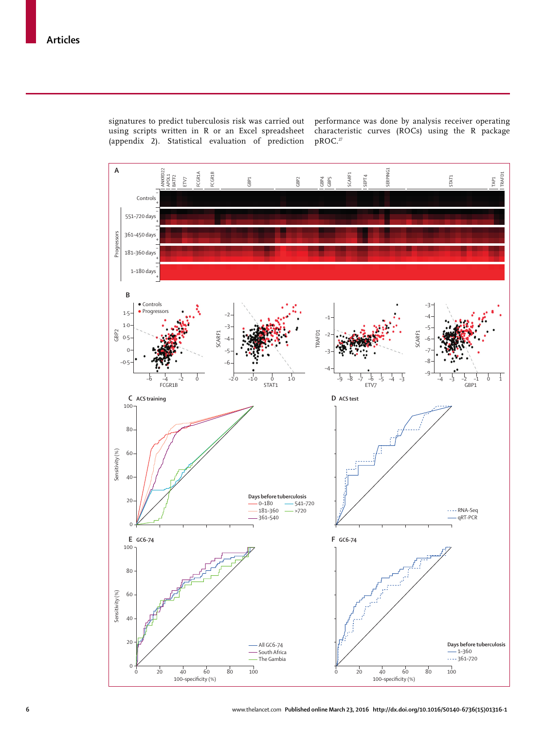signatures to predict tuberculosis risk was carried out using scripts written in R or an Excel spreadsheet (appendix 2). Statistical evaluation of prediction performance was done by analysis receiver operating characteristic curves (ROCs) using the R package pROC.[27]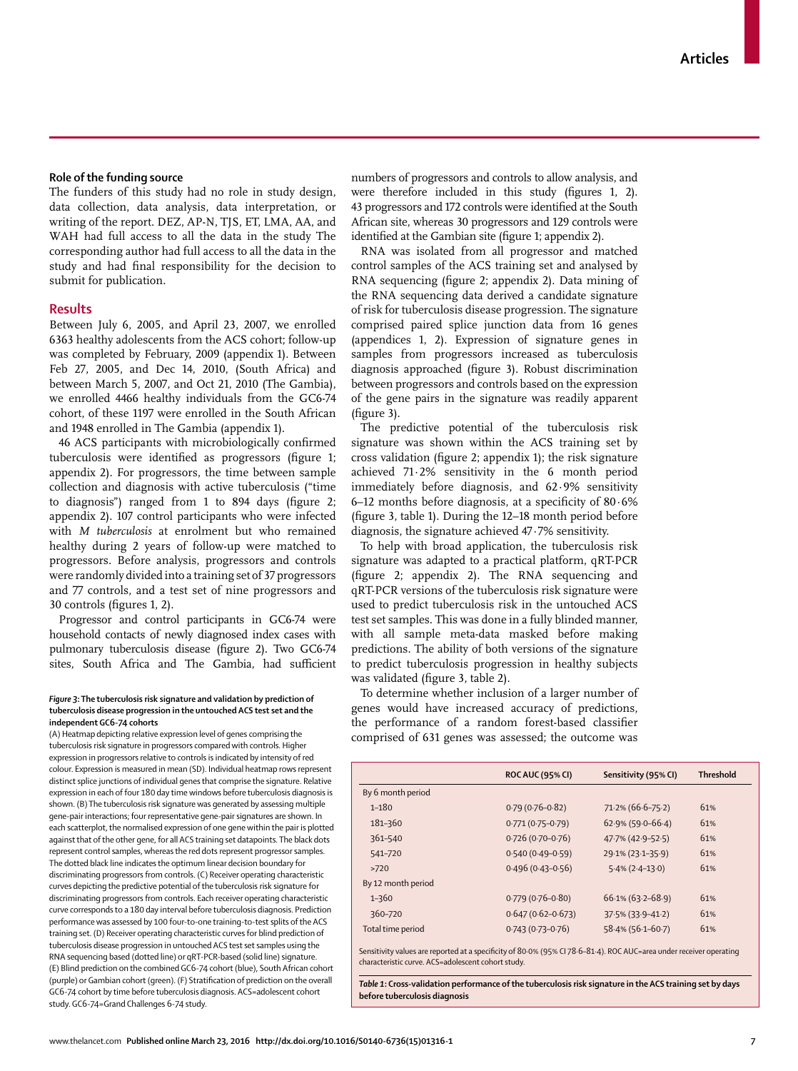## Role of the funding source

The funders of this study had no role in study design, data collection, data analysis, data interpretation, or writing of the report. DEZ, AP-N, TJS, ET, LMA, AA, and WAH had full access to all the data in the study The corresponding author had full access to all the data in the study and had final responsibility for the decision to submit for publication.

## Results

Between July 6, 2005, and April 23, 2007, we enrolled 6363 healthy adolescents from the ACS cohort; follow-up was completed by February, 2009 (appendix 1). Between Feb 27, 2005, and Dec 14, 2010, (South Africa) and between March 5, 2007, and Oct 21, 2010 (The Gambia), we enrolled 4466 healthy individuals from the GC6-74 cohort, of these 1197 were enrolled in the South African and 1948 enrolled in The Gambia (appendix 1).

46 ACS participants with microbiologically confirmed tuberculosis were identified as progressors (figure 1; appendix 2). For progressors, the time between sample collection and diagnosis with active tuberculosis ("time to diagnosis") ranged from 1 to 894 days (figure 2; appendix 2). 107 control participants who were infected with *M tuberculosis* at enrolment but who remained healthy during 2 years of follow-up were matched to progressors. Before analysis, progressors and controls were randomly divided into a training set of 37 progressors and 77 controls, and a test set of nine progressors and 30 controls (figures 1, 2).

Progressor and control participants in GC6-74 were household contacts of newly diagnosed index cases with pulmonary tuberculosis disease (figure 2). Two GC6-74 sites, South Africa and The Gambia, had sufficient numbers of progressors and controls to allow analysis, and were therefore included in this study (figures 1, 2). 43 progressors and 172 controls were identified at the South African site, whereas 30 progressors and 129 controls were identified at the Gambian site (figure 1; appendix 2).

RNA was isolated from all progressor and matched control samples of the ACS training set and analysed by RNA sequencing (figure 2; appendix 2). Data mining of the RNA sequencing data derived a candidate signature of risk for tuberculosis disease progression. The signature comprised paired splice junction data from 16 genes (appendices 1, 2). Expression of signature genes in samples from progressors increased as tuberculosis diagnosis approached (figure 3). Robust discrimination between progressors and controls based on the expression of the gene pairs in the signature was readily apparent (figure 3).

The predictive potential of the tuberculosis risk signature was shown within the ACS training set by cross validation (figure 2; appendix 1); the risk signature achieved 71·2% sensitivity in the 6 month period immediately before diagnosis, and 62·9% sensitivity 6–12 months before diagnosis, at a specificity of 80·6% (figure 3, table 1). During the 12–18 month period before diagnosis, the signature achieved 47·7% sensitivity.

To help with broad application, the tuberculosis risk signature was adapted to a practical platform, qRT-PCR (figure 2; appendix 2). The RNA sequencing and qRT-PCR versions of the tuberculosis risk signature were used to predict tuberculosis risk in the untouched ACS test set samples. This was done in a fully blinded manner, with all sample meta-data masked before making predictions. The ability of both versions of the signature to predict tuberculosis progression in healthy subjects was validated (figure 3, table 2).

To determine whether inclusion of a larger number of genes would have increased accuracy of predictions, the performance of a random forest-based classifier comprised of 631 genes was assessed; the outcome was

***Figure 3*: The tuberculosis risk signature and validation by prediction of tuberculosis disease progression in the untouched ACS test set and the independent GC6-74 cohorts**

(A) Heatmap depicting relative expression level of genes comprising the tuberculosis risk signature in progressors compared with controls. Higher expression in progressors relative to controls is indicated by intensity of red colour. Expression is measured in mean (SD). Individual heatmap rows represent distinct splice junctions of individual genes that comprise the signature. Relative expression in each of four 180 day time windows before tuberculosis diagnosis is shown. (B) The tuberculosis risk signature was generated by assessing multiple gene-pair interactions; four representative gene-pair signatures are shown. In each scatterplot, the normalised expression of one gene within the pair is plotted against that of the other gene, for all ACS training set datapoints. The black dots represent control samples, whereas the red dots represent progressor samples. The dotted black line indicates the optimum linear decision boundary for discriminating progressors from controls. (C) Receiver operating characteristic curves depicting the predictive potential of the tuberculosis risk signature for discriminating progressors from controls. Each receiver operating characteristic curve corresponds to a 180 day interval before tuberculosis diagnosis. Prediction performance was assessed by 100 four-to-one training-to-test splits of the ACS training set. (D) Receiver operating characteristic curves for blind prediction of tuberculosis disease progression in untouched ACS test set samples using the RNA sequencing based (dotted line) or qRT-PCR-based (solid line) signature. (E) Blind prediction on the combined GC6-74 cohort (blue), South African cohort (purple) or Gambian cohort (green). (F) Stratification of prediction on the overall GC6-74 cohort by time before tuberculosis diagnosis. ACS=adolescent cohort study. GC6-74=Grand Challenges 6-74 study.

| | ROC AUC (95% CI) | Sensitivity (95% CI) | Threshold |
|---|---|---|---|
| By 6 month period | | | |
| 1–180 | 0·79 (0·76–0·82) | 71·2% (66·6–75·2) | 61% |
| 181–360 | 0·771 (0·75–0·79) | 62·9% (59·0–66·4) | 61% |
| 361–540 | 0·726 (0·70–0·76) | 47·7% (42·9–52·5) | 61% |
| 541–720 | 0·540 (0·49–0·59) | 29·1% (23·1–35·9) | 61% |
| >720 | 0·496 (0·43–0·56) | 5·4% (2·4–13·0) | 61% |
| By 12 month period | | | |
| 1–360 | 0·779 (0·76–0·80) | 66·1% (63·2–68·9) | 61% |
| 360–720 | 0·647 (0·62–0·673) | 37·5% (33·9–41·2) | 61% |
| Total time period | 0·743 (0·73–0·76) | 58·4% (56·1–60·7) | 61% |

Sensitivity values are reported at a specificity of 80·0% (95% CI 78·6–81·4). ROC AUC=area under receiver operating characteristic curve. ACS=adolescent cohort study.

***Table 1*: Cross-validation performance of the tuberculosis risk signature in the ACS training set by days before tuberculosis diagnosis**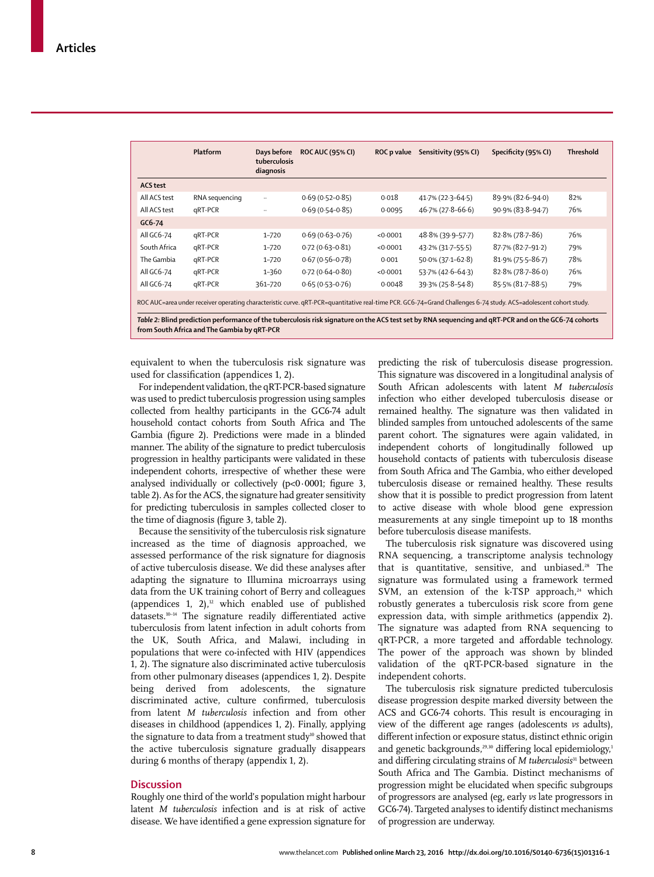| | Platform | Days before tuberculosis diagnosis | ROC AUC (95% CI) | ROC p value | Sensitivity (95% CI) | Specificity (95% CI) | Threshold |
|---|---|---|---|---|---|---|---|
| **ACS test** | | | | | | | |
| All ACS test | RNA sequencing | .. | 0·69 (0·52–0·85) | 0·018 | 41·7% (22·3–64·5) | 89·9% (82·6–94·0) | 82% |
| All ACS test | qRT-PCR | .. | 0·69 (0·54–0·85) | 0·0095 | 46·7% (27·8–66·6) | 90·9% (83·8–94·7) | 76% |
| **GC6-74** | | | | | | | |
| All GC6-74 | qRT-PCR | 1–720 | 0·69 (0·63–0·76) | <0·0001 | 48·8% (39·9–57·7) | 82·8% (78·7–86) | 76% |
| South Africa | qRT-PCR | 1–720 | 0·72 (0·63–0·81) | <0·0001 | 43·2% (31·7–55·5) | 87·7% (82·7–91·2) | 79% |
| The Gambia | qRT-PCR | 1–720 | 0·67 (0·56–0·78) | 0·001 | 50·0% (37·1–62·8) | 81·9% (75·5–86·7) | 78% |
| All GC6-74 | qRT-PCR | 1–360 | 0·72 (0·64–0·80) | <0·0001 | 53·7% (42·6–64·3) | 82·8% (78·7–86·0) | 76% |
| All GC6-74 | qRT-PCR | 361–720 | 0·65 (0·53–0·76) | 0·0048 | 39·3% (25·8–54·8) | 85·5% (81·7–88·5) | 79% |

ROC AUC=area under receiver operating characteristic curve. qRT-PCR=quantitative real-time PCR. GC6-74=Grand Challenges 6-74 study. ACS=adolescent cohort study.

***Table 2:*** **Blind prediction performance of the tuberculosis risk signature on the ACS test set by RNA sequencing and qRT-PCR and on the GC6-74 cohorts from South Africa and The Gambia by qRT-PCR**

equivalent to when the tuberculosis risk signature was used for classification (appendices 1, 2).

For independent validation, the qRT-PCR-based signature was used to predict tuberculosis progression using samples collected from healthy participants in the GC6-74 adult household contact cohorts from South Africa and The Gambia (figure 2). Predictions were made in a blinded manner. The ability of the signature to predict tuberculosis progression in healthy participants were validated in these independent cohorts, irrespective of whether these were analysed individually or collectively ($p<0·0001$; figure 3, table 2). As for the ACS, the signature had greater sensitivity for predicting tuberculosis in samples collected closer to the time of diagnosis (figure 3, table 2).

Because the sensitivity of the tuberculosis risk signature increased as the time of diagnosis approached, we assessed performance of the risk signature for diagnosis of active tuberculosis disease. We did these analyses after adapting the signature to Illumina microarrays using data from the UK training cohort of Berry and colleagues (appendices 1, 2),[12] which enabled use of published datasets.[10–14] The signature readily differentiated active tuberculosis from latent infection in adult cohorts from the UK, South Africa, and Malawi, including in populations that were co-infected with HIV (appendices 1, 2). The signature also discriminated active tuberculosis from other pulmonary diseases (appendices 1, 2). Despite being derived from adolescents, the signature discriminated active, culture confirmed, tuberculosis from latent *M tuberculosis* infection and from other diseases in childhood (appendices 1, 2). Finally, applying the signature to data from a treatment study[10] showed that the active tuberculosis signature gradually disappears during 6 months of therapy (appendix 1, 2).

## Discussion

Roughly one third of the world's population might harbour latent *M tuberculosis* infection and is at risk of active disease. We have identified a gene expression signature for predicting the risk of tuberculosis disease progression. This signature was discovered in a longitudinal analysis of South African adolescents with latent *M tuberculosis* infection who either developed tuberculosis disease or remained healthy. The signature was then validated in blinded samples from untouched adolescents of the same parent cohort. The signatures were again validated, in independent cohorts of longitudinally followed up household contacts of patients with tuberculosis disease from South Africa and The Gambia, who either developed tuberculosis disease or remained healthy. These results show that it is possible to predict progression from latent to active disease with whole blood gene expression measurements at any single timepoint up to 18 months before tuberculosis disease manifests.

The tuberculosis risk signature was discovered using RNA sequencing, a transcriptome analysis technology that is quantitative, sensitive, and unbiased.[28] The signature was formulated using a framework termed SVM, an extension of the k-TSP approach,[24] which robustly generates a tuberculosis risk score from gene expression data, with simple arithmetics (appendix 2). The signature was adapted from RNA sequencing to qRT-PCR, a more targeted and affordable technology. The power of the approach was shown by blinded validation of the qRT-PCR-based signature in the independent cohorts.

The tuberculosis risk signature predicted tuberculosis disease progression despite marked diversity between the ACS and GC6-74 cohorts. This result is encouraging in view of the different age ranges (adolescents *vs* adults), different infection or exposure status, distinct ethnic origin and genetic backgrounds,[29,30] differing local epidemiology,[1] and differing circulating strains of *M tuberculosis*[31] between South Africa and The Gambia. Distinct mechanisms of progression might be elucidated when specific subgroups of progressors are analysed (eg, early *vs* late progressors in GC6-74). Targeted analyses to identify distinct mechanisms of progression are underway.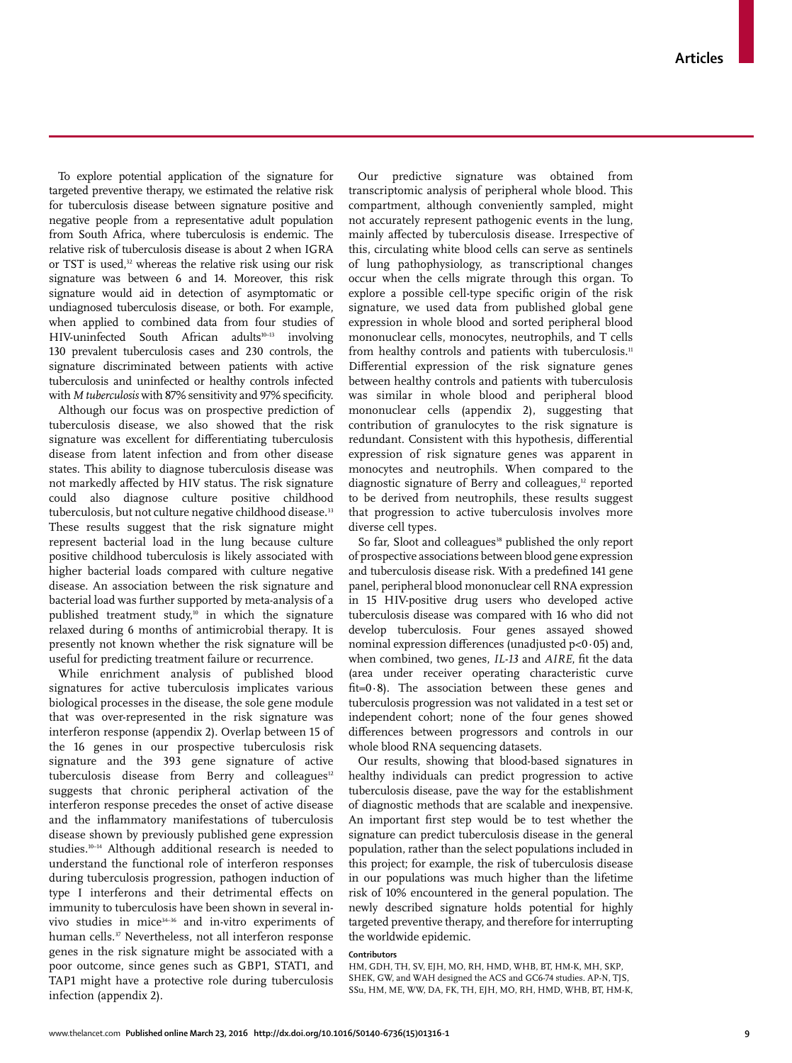To explore potential application of the signature for targeted preventive therapy, we estimated the relative risk for tuberculosis disease between signature positive and negative people from a representative adult population from South Africa, where tuberculosis is endemic. The relative risk of tuberculosis disease is about 2 when IGRA or TST is used,[32] whereas the relative risk using our risk signature was between 6 and 14. Moreover, this risk signature would aid in detection of asymptomatic or undiagnosed tuberculosis disease, or both. For example, when applied to combined data from four studies of HIV-uninfected South African adults[10–13] involving 130 prevalent tuberculosis cases and 230 controls, the signature discriminated between patients with active tuberculosis and uninfected or healthy controls infected with *M tuberculosis* with 87% sensitivity and 97% specificity.

Although our focus was on prospective prediction of tuberculosis disease, we also showed that the risk signature was excellent for differentiating tuberculosis disease from latent infection and from other disease states. This ability to diagnose tuberculosis disease was not markedly affected by HIV status. The risk signature could also diagnose culture positive childhood tuberculosis, but not culture negative childhood disease.[33] These results suggest that the risk signature might represent bacterial load in the lung because culture positive childhood tuberculosis is likely associated with higher bacterial loads compared with culture negative disease. An association between the risk signature and bacterial load was further supported by meta-analysis of a published treatment study,[10] in which the signature relaxed during 6 months of antimicrobial therapy. It is presently not known whether the risk signature will be useful for predicting treatment failure or recurrence.

While enrichment analysis of published blood signatures for active tuberculosis implicates various biological processes in the disease, the sole gene module that was over-represented in the risk signature was interferon response (appendix 2). Overlap between 15 of the 16 genes in our prospective tuberculosis risk signature and the 393 gene signature of active tuberculosis disease from Berry and colleagues[12] suggests that chronic peripheral activation of the interferon response precedes the onset of active disease and the inflammatory manifestations of tuberculosis disease shown by previously published gene expression studies.[10–14] Although additional research is needed to understand the functional role of interferon responses during tuberculosis progression, pathogen induction of type I interferons and their detrimental effects on immunity to tuberculosis have been shown in several in-vivo studies in mice[34–36] and in-vitro experiments of human cells.[37] Nevertheless, not all interferon response genes in the risk signature might be associated with a poor outcome, since genes such as GBP1, STAT1, and TAP1 might have a protective role during tuberculosis infection (appendix 2).

Our predictive signature was obtained from transcriptomic analysis of peripheral whole blood. This compartment, although conveniently sampled, might not accurately represent pathogenic events in the lung, mainly affected by tuberculosis disease. Irrespective of this, circulating white blood cells can serve as sentinels of lung pathophysiology, as transcriptional changes occur when the cells migrate through this organ. To explore a possible cell-type specific origin of the risk signature, we used data from published global gene expression in whole blood and sorted peripheral blood mononuclear cells, monocytes, neutrophils, and T cells from healthy controls and patients with tuberculosis.[11] Differential expression of the risk signature genes between healthy controls and patients with tuberculosis was similar in whole blood and peripheral blood mononuclear cells (appendix 2), suggesting that contribution of granulocytes to the risk signature is redundant. Consistent with this hypothesis, differential expression of risk signature genes was apparent in monocytes and neutrophils. When compared to the diagnostic signature of Berry and colleagues,[12] reported to be derived from neutrophils, these results suggest that progression to active tuberculosis involves more diverse cell types.

So far, Sloot and colleagues[38] published the only report of prospective associations between blood gene expression and tuberculosis disease risk. With a predefined 141 gene panel, peripheral blood mononuclear cell RNA expression in 15 HIV-positive drug users who developed active tuberculosis disease was compared with 16 who did not develop tuberculosis. Four genes assayed showed nominal expression differences (unadjusted $p<0 \cdot 05$) and, when combined, two genes, *IL-13* and *AIRE*, fit the data (area under receiver operating characteristic curve fit=0·8). The association between these genes and tuberculosis progression was not validated in a test set or independent cohort; none of the four genes showed differences between progressors and controls in our whole blood RNA sequencing datasets.

Our results, showing that blood-based signatures in healthy individuals can predict progression to active tuberculosis disease, pave the way for the establishment of diagnostic methods that are scalable and inexpensive. An important first step would be to test whether the signature can predict tuberculosis disease in the general population, rather than the select populations included in this project; for example, the risk of tuberculosis disease in our populations was much higher than the lifetime risk of 10% encountered in the general population. The newly described signature holds potential for highly targeted preventive therapy, and therefore for interrupting the worldwide epidemic.

**Contributors**

HM, GDH, TH, SV, EJH, MO, RH, HMD, WHB, BT, HM-K, MH, SKP, SHEK, GW, and WAH designed the ACS and GC6-74 studies. AP-N, TJS, SSu, HM, ME, WW, DA, FK, TH, EJH, MO, RH, HMD, WHB, BT, HM-K,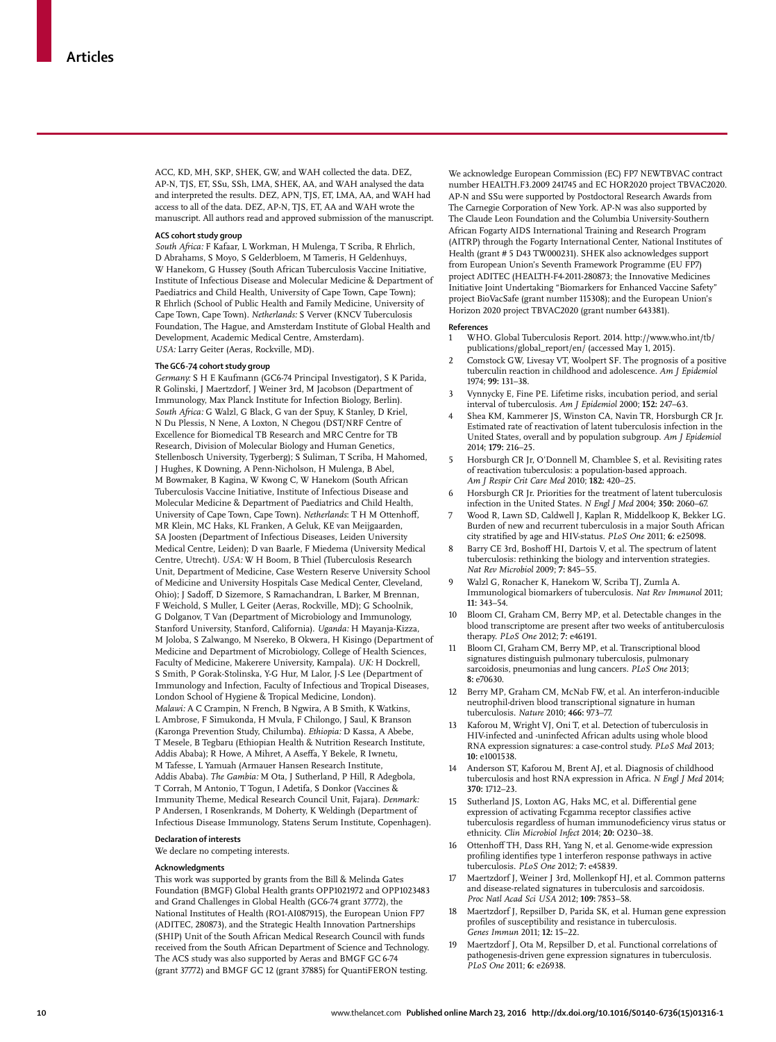ACC, KD, MH, SKP, SHEK, GW, and WAH collected the data. DEZ, AP-N, TJS, ET, SSu, SSh, LMA, SHEK, AA, and WAH analysed the data and interpreted the results. DEZ, APN, TJS, ET, LMA, AA, and WAH had access to all of the data. DEZ, AP-N, TJS, ET, AA and WAH wrote the manuscript. All authors read and approved submission of the manuscript.

### ACS cohort study group

*South Africa:* F Kafaar, L Workman, H Mulenga, T Scriba, R Ehrlich, D Abrahams, S Moyo, S Gelderbloem, M Tameris, H Geldenhuys, W Hanekom, G Hussey (South African Tuberculosis Vaccine Initiative, Institute of Infectious Disease and Molecular Medicine & Department of Paediatrics and Child Health, University of Cape Town, Cape Town); R Ehrlich (School of Public Health and Family Medicine, University of Cape Town, Cape Town). *Netherlands:* S Verver (KNCV Tuberculosis Foundation, The Hague, and Amsterdam Institute of Global Health and Development, Academic Medical Centre, Amsterdam). *USA:* Larry Geiter (Aeras, Rockville, MD).

### The GC6-74 cohort study group

*Germany:* S H E Kaufmann (GC6-74 Principal Investigator), S K Parida, R Golinski, J Maertzdorf, J Weiner 3rd, M Jacobson (Department of Immunology, Max Planck Institute for Infection Biology, Berlin). *South Africa:* G Walzl, G Black, G van der Spuy, K Stanley, D Kriel, N Du Plessis, N Nene, A Loxton, N Chegou (DST/NRF Centre of Excellence for Biomedical TB Research and MRC Centre for TB Research, Division of Molecular Biology and Human Genetics, Stellenbosch University, Tygerberg); S Suliman, T Scriba, H Mahomed, J Hughes, K Downing, A Penn-Nicholson, H Mulenga, B Abel, M Bowmaker, B Kagina, W Kwong C, W Hanekom (South African Tuberculosis Vaccine Initiative, Institute of Infectious Disease and Molecular Medicine & Department of Paediatrics and Child Health, University of Cape Town, Cape Town). *Netherlands*: T H M Ottenhoff, MR Klein, MC Haks, KL Franken, A Geluk, KE van Meijgaarden, SA Joosten (Department of Infectious Diseases, Leiden University Medical Centre, Leiden); D van Baarle, F Miedema (University Medical Centre, Utrecht). *USA:* W H Boom, B Thiel (Tuberculosis Research Unit, Department of Medicine, Case Western Reserve University School of Medicine and University Hospitals Case Medical Center, Cleveland, Ohio); J Sadoff, D Sizemore, S Ramachandran, L Barker, M Brennan, F Weichold, S Muller, L Geiter (Aeras, Rockville, MD); G Schoolnik, G Dolganov, T Van (Department of Microbiology and Immunology, Stanford University, Stanford, California). *Uganda:* H Mayanja-Kizza, M Joloba, S Zalwango, M Nsereko, B Okwera, H Kisingo (Department of Medicine and Department of Microbiology, College of Health Sciences, Faculty of Medicine, Makerere University, Kampala). *UK:* H Dockrell, S Smith, P Gorak-Stolinska, Y-G Hur, M Lalor, J-S Lee (Department of Immunology and Infection, Faculty of Infectious and Tropical Diseases, London School of Hygiene & Tropical Medicine, London). *Malawi:* A C Crampin, N French, B Ngwira, A B Smith, K Watkins, L Ambrose, F Simukonda, H Mvula, F Chilongo, J Saul, K Branson (Karonga Prevention Study, Chilumba). *Ethiopia:* D Kassa, A Abebe, T Mesele, B Tegbaru (Ethiopian Health & Nutrition Research Institute, Addis Ababa); R Howe, A Mihret, A Aseffa, Y Bekele, R Iwnetu, M Tafesse, L Yamuah (Armauer Hansen Research Institute, Addis Ababa). *The Gambia:* M Ota, J Sutherland, P Hill, R Adegbola, T Corrah, M Antonio, T Togun, I Adetifa, S Donkor (Vaccines & Immunity Theme, Medical Research Council Unit, Fajara). *Denmark:* P Andersen, I Rosenkrands, M Doherty, K Weldingh (Department of Infectious Disease Immunology, Statens Serum Institute, Copenhagen).

### Declaration of interests

We declare no competing interests.

### Acknowledgments

This work was supported by grants from the Bill & Melinda Gates Foundation (BMGF) Global Health grants OPP1021972 and OPP1023483 and Grand Challenges in Global Health (GC6-74 grant 37772), the National Institutes of Health (RO1-AI087915), the European Union FP7 (ADITEC, 280873), and the Strategic Health Innovation Partnerships (SHIP) Unit of the South African Medical Research Council with funds received from the South African Department of Science and Technology. The ACS study was also supported by Aeras and BMGF GC 6-74 (grant 37772) and BMGF GC 12 (grant 37885) for QuantiFERON testing. We acknowledge European Commission (EC) FP7 NEWTBVAC contract number HEALTH.F3.2009 241745 and EC HOR2020 project TBVAC2020. AP-N and SSu were supported by Postdoctoral Research Awards from The Carnegie Corporation of New York. AP-N was also supported by The Claude Leon Foundation and the Columbia University-Southern African Fogarty AIDS International Training and Research Program (AITRP) through the Fogarty International Center, National Institutes of Health (grant # 5 D43 TW000231). SHEK also acknowledges support from European Union's Seventh Framework Programme (EU FP7) project ADITEC (HEALTH-F4-2011-280873; the Innovative Medicines Initiative Joint Undertaking "Biomarkers for Enhanced Vaccine Safety" project BioVacSafe (grant number 115308); and the European Union's Horizon 2020 project TBVAC2020 (grant number 643381).

### References

1. WHO. Global Tuberculosis Report. 2014. http://www.who.int/tb/publications/global_report/en/ (accessed May 1, 2015).
2. Comstock GW, Livesay VT, Woolpert SF. The prognosis of a positive tuberculin reaction in childhood and adolescence. *Am J Epidemiol* 1974; **99:** 131–38.
3. Vynnycky E, Fine PE. Lifetime risks, incubation period, and serial interval of tuberculosis. *Am J Epidemiol* 2000; **152:** 247–63.
4. Shea KM, Kammerer JS, Winston CA, Navin TR, Horsburgh CR Jr. Estimated rate of reactivation of latent tuberculosis infection in the United States, overall and by population subgroup. *Am J Epidemiol* 2014; **179:** 216–25.
5. Horsburgh CR Jr, O'Donnell M, Chamblee S, et al. Revisiting rates of reactivation tuberculosis: a population-based approach. *Am J Respir Crit Care Med* 2010; **182:** 420–25.
6. Horsburgh CR Jr. Priorities for the treatment of latent tuberculosis infection in the United States. *N Engl J Med* 2004; **350:** 2060–67.
7. Wood R, Lawn SD, Caldwell J, Kaplan R, Middelkoop K, Bekker LG. Burden of new and recurrent tuberculosis in a major South African city stratified by age and HIV-status. *PLoS One* 2011; **6:** e25098.
8. Barry CE 3rd, Boshoff HI, Dartois V, et al. The spectrum of latent tuberculosis: rethinking the biology and intervention strategies. *Nat Rev Microbiol* 2009; **7:** 845–55.
9. Walzl G, Ronacher K, Hanekom W, Scriba TJ, Zumla A. Immunological biomarkers of tuberculosis. *Nat Rev Immunol* 2011; **11:** 343–54.
10. Bloom CI, Graham CM, Berry MP, et al. Detectable changes in the blood transcriptome are present after two weeks of antituberculosis therapy. *PLoS One* 2012; **7:** e46191.
11. Bloom CI, Graham CM, Berry MP, et al. Transcriptional blood signatures distinguish pulmonary tuberculosis, pulmonary sarcoidosis, pneumonias and lung cancers. *PLoS One* 2013; **8:** e70630.
12. Berry MP, Graham CM, McNab FW, et al. An interferon-inducible neutrophil-driven blood transcriptional signature in human tuberculosis. *Nature* 2010; **466:** 973–77.
13. Kaforou M, Wright VJ, Oni T, et al. Detection of tuberculosis in HIV-infected and -uninfected African adults using whole blood RNA expression signatures: a case-control study. *PLoS Med* 2013; **10:** e1001538.
14. Anderson ST, Kaforou M, Brent AJ, et al. Diagnosis of childhood tuberculosis and host RNA expression in Africa. *N Engl J Med* 2014; **370:** 1712–23.
15. Sutherland JS, Loxton AG, Haks MC, et al. Differential gene expression of activating Fcgamma receptor classifies active tuberculosis regardless of human immunodeficiency virus status or ethnicity. *Clin Microbiol Infect* 2014; **20:** O230–38.
16. Ottenhoff TH, Dass RH, Yang N, et al. Genome-wide expression profiling identifies type 1 interferon response pathways in active tuberculosis. *PLoS One* 2012; **7:** e45839.
17. Maertzdorf J, Weiner J 3rd, Mollenkopf HJ, et al. Common patterns and disease-related signatures in tuberculosis and sarcoidosis. *Proc Natl Acad Sci USA* 2012; **109:** 7853–58.
18. Maertzdorf J, Repsilber D, Parida SK, et al. Human gene expression profiles of susceptibility and resistance in tuberculosis. *Genes Immun* 2011; **12:** 15–22.
19. Maertzdorf J, Ota M, Repsilber D, et al. Functional correlations of pathogenesis-driven gene expression signatures in tuberculosis. *PLoS One* 2011; **6:** e26938.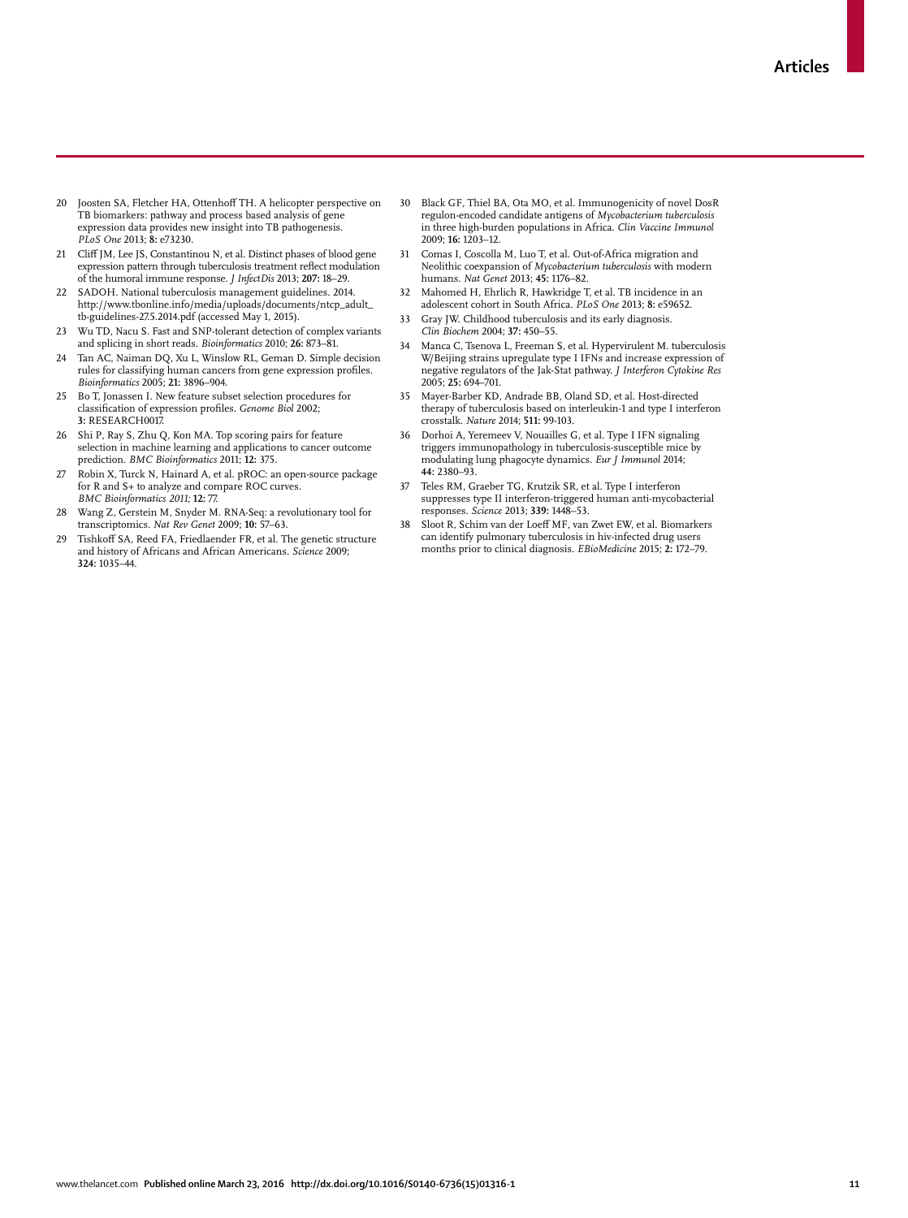20 Joosten SA, Fletcher HA, Ottenhoff TH. A helicopter perspective on TB biomarkers: pathway and process based analysis of gene expression data provides new insight into TB pathogenesis. *PLoS One* 2013; **8:** e73230.

21 Cliff JM, Lee JS, Constantinou N, et al. Distinct phases of blood gene expression pattern through tuberculosis treatment reflect modulation of the humoral immune response. *J InfectDis* 2013; **207:** 18–29.

22 SADOH. National tuberculosis management guidelines. 2014. http://www.tbonline.info/media/uploads/documents/ntcp_adult_tb-guidelines-27.5.2014.pdf (accessed May 1, 2015).

23 Wu TD, Nacu S. Fast and SNP-tolerant detection of complex variants and splicing in short reads. *Bioinformatics* 2010; **26:** 873–81.

24 Tan AC, Naiman DQ, Xu L, Winslow RL, Geman D. Simple decision rules for classifying human cancers from gene expression profiles. *Bioinformatics* 2005; **21:** 3896–904.

25 Bo T, Jonassen I. New feature subset selection procedures for classification of expression profiles. *Genome Biol* 2002; **3:** RESEARCH0017.

26 Shi P, Ray S, Zhu Q, Kon MA. Top scoring pairs for feature selection in machine learning and applications to cancer outcome prediction. *BMC Bioinformatics* 2011; **12:** 375.

27 Robin X, Turck N, Hainard A, et al. pROC: an open-source package for R and S+ to analyze and compare ROC curves. *BMC Bioinformatics 2011;* **12:** 77.

28 Wang Z, Gerstein M, Snyder M. RNA-Seq: a revolutionary tool for transcriptomics. *Nat Rev Genet* 2009; **10:** 57–63.

29 Tishkoff SA, Reed FA, Friedlaender FR, et al. The genetic structure and history of Africans and African Americans. *Science* 2009; **324:** 1035–44.

30 Black GF, Thiel BA, Ota MO, et al. Immunogenicity of novel DosR regulon-encoded candidate antigens of *Mycobacterium tuberculosis* in three high-burden populations in Africa. *Clin Vaccine Immunol* 2009; **16:** 1203–12.

31 Comas I, Coscolla M, Luo T, et al. Out-of-Africa migration and Neolithic coexpansion of *Mycobacterium tuberculosis* with modern humans. *Nat Genet* 2013; **45:** 1176–82.

32 Mahomed H, Ehrlich R, Hawkridge T, et al. TB incidence in an adolescent cohort in South Africa. *PLoS One* 2013; **8:** e59652.

33 Gray JW. Childhood tuberculosis and its early diagnosis. *Clin Biochem* 2004; **37:** 450–55.

34 Manca C, Tsenova L, Freeman S, et al. Hypervirulent M. tuberculosis W/Beijing strains upregulate type I IFNs and increase expression of negative regulators of the Jak-Stat pathway. *J Interferon Cytokine Res* 2005; **25:** 694–701.

35 Mayer-Barber KD, Andrade BB, Oland SD, et al. Host-directed therapy of tuberculosis based on interleukin-1 and type I interferon crosstalk. *Nature* 2014; **511:** 99-103.

36 Dorhoi A, Yeremeev V, Nouailles G, et al. Type I IFN signaling triggers immunopathology in tuberculosis-susceptible mice by modulating lung phagocyte dynamics. *Eur J Immunol* 2014; **44:** 2380–93.

37 Teles RM, Graeber TG, Krutzik SR, et al. Type I interferon suppresses type II interferon-triggered human anti-mycobacterial responses. *Science* 2013; **339:** 1448–53.

38 Sloot R, Schim van der Loeff MF, van Zwet EW, et al. Biomarkers can identify pulmonary tuberculosis in hiv-infected drug users months prior to clinical diagnosis. *EBioMedicine* 2015; **2:** 172–79.